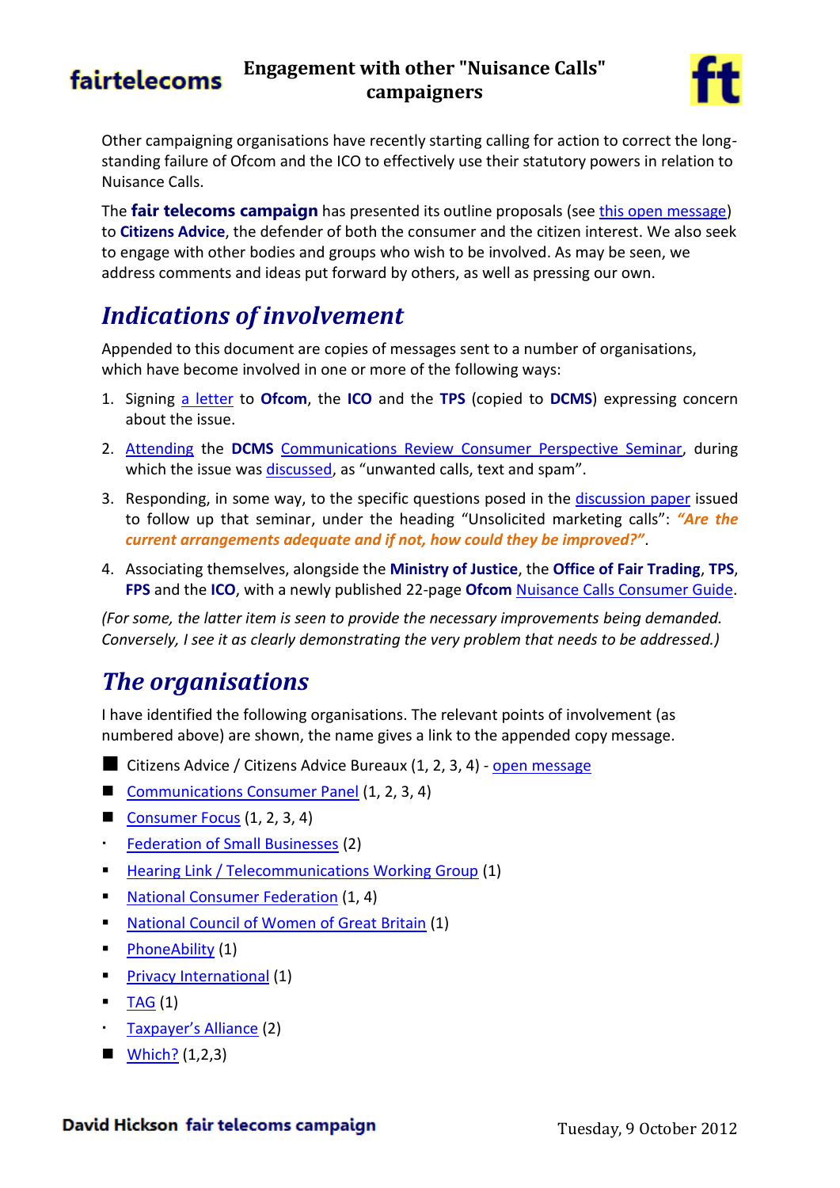# Engagement with other "Nuisance Calls" campaigners

Other campaigning organisations have recently starting calling for action to correct the long-standing failure of Ofcom and the ICO to effectively use their statutory powers in relation to Nuisance Calls.

The **fair telecoms campaign** has presented its outline proposals (see this open message) to **Citizens Advice**, the defender of both the consumer and the citizen interest. We also seek to engage with other bodies and groups who wish to be involved. As may be seen, we address comments and ideas put forward by others, as well as pressing our own.

## *Indications of involvement*

Appended to this document are copies of messages sent to a number of organisations, which have become involved in one or more of the following ways:

1. Signing a letter to **Ofcom**, the **ICO** and the **TPS** (copied to **DCMS**) expressing concern about the issue.
2. Attending the **DCMS** Communications Review Consumer Perspective Seminar, during which the issue was discussed, as "unwanted calls, text and spam".
3. Responding, in some way, to the specific questions posed in the discussion paper issued to follow up that seminar, under the heading "Unsolicited marketing calls": ***"Are the current arrangements adequate and if not, how could they be improved?"***.
4. Associating themselves, alongside the **Ministry of Justice**, the **Office of Fair Trading**, **TPS**, **FPS** and the **ICO**, with a newly published 22-page **Ofcom** Nuisance Calls Consumer Guide.

*(For some, the latter item is seen to provide the necessary improvements being demanded. Conversely, I see it as clearly demonstrating the very problem that needs to be addressed.)*

## *The organisations*

I have identified the following organisations. The relevant points of involvement (as numbered above) are shown, the name gives a link to the appended copy message.

- Citizens Advice / Citizens Advice Bureaux (1, 2, 3, 4) - open message
- Communications Consumer Panel (1, 2, 3, 4)
- Consumer Focus (1, 2, 3, 4)
- Federation of Small Businesses (2)
- Hearing Link / Telecommunications Working Group (1)
- National Consumer Federation (1, 4)
- National Council of Women of Great Britain (1)
- PhoneAbility (1)
- Privacy International (1)
- TAG (1)
- Taxpayer's Alliance (2)
- Which? (1,2,3)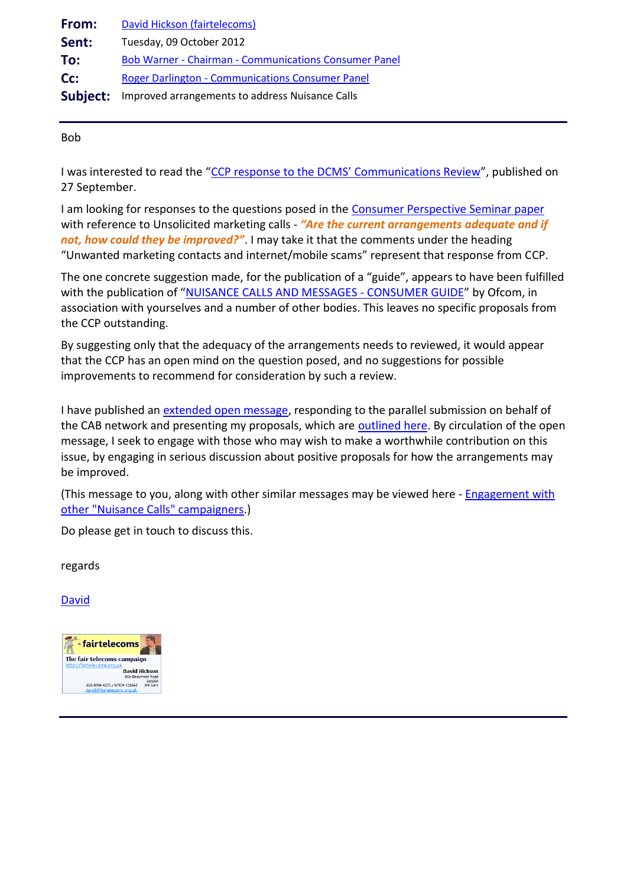**From:** David Hickson (fairtelecoms)
**Sent:** Tuesday, 09 October 2012
**To:** Bob Warner - Chairman - Communications Consumer Panel
**Cc:** Roger Darlington - Communications Consumer Panel
**Subject:** Improved arrangements to address Nuisance Calls

---

Bob

I was interested to read the "CCP response to the DCMS' Communications Review", published on 27 September.

I am looking for responses to the questions posed in the Consumer Perspective Seminar paper with reference to Unsolicited marketing calls - ***"Are the current arrangements adequate and if not, how could they be improved?"***. I may take it that the comments under the heading "Unwanted marketing contacts and internet/mobile scams" represent that response from CCP.

The one concrete suggestion made, for the publication of a "guide", appears to have been fulfilled with the publication of "NUISANCE CALLS AND MESSAGES - CONSUMER GUIDE" by Ofcom, in association with yourselves and a number of other bodies. This leaves no specific proposals from the CCP outstanding.

By suggesting only that the adequacy of the arrangements needs to reviewed, it would appear that the CCP has an open mind on the question posed, and no suggestions for possible improvements to recommend for consideration by such a review.

I have published an extended open message, responding to the parallel submission on behalf of the CAB network and presenting my proposals, which are outlined here. By circulation of the open message, I seek to engage with those who may wish to make a worthwhile contribution on this issue, by engaging in serious discussion about positive proposals for how the arrangements may be improved.

(This message to you, along with other similar messages may be viewed here - Engagement with other "Nuisance Calls" campaigners.)

Do please get in touch to discuss this.

regards

David

fairtelecoms
The fair telecoms campaign
http://fairtelecoms.org.uk
David Hickson
80a Beaumont Road
London
W4 5AH
020 8994 4372 / 07974 131642
david@fairtelecoms.org.uk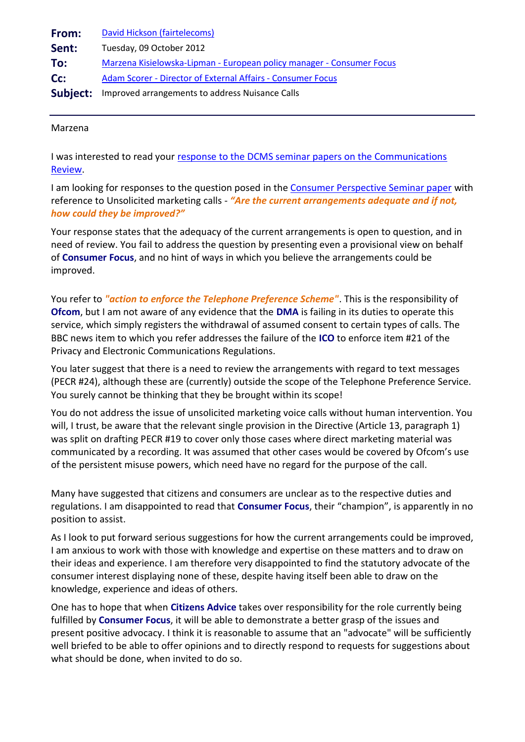| | |
|---|---|
| **From:** | David Hickson (fairtelecoms) |
| **Sent:** | Tuesday, 09 October 2012 |
| **To:** | Marzena Kisielowska-Lipman - European policy manager - Consumer Focus |
| **Cc:** | Adam Scorer - Director of External Affairs - Consumer Focus |
| **Subject:** | Improved arrangements to address Nuisance Calls |

---

Marzena

I was interested to read your response to the DCMS seminar papers on the Communications Review.

I am looking for responses to the question posed in the Consumer Perspective Seminar paper with reference to Unsolicited marketing calls - ***"Are the current arrangements adequate and if not, how could they be improved?"***

Your response states that the adequacy of the current arrangements is open to question, and in need of review. You fail to address the question by presenting even a provisional view on behalf of **Consumer Focus**, and no hint of ways in which you believe the arrangements could be improved.

You refer to ***"action to enforce the Telephone Preference Scheme"***. This is the responsibility of **Ofcom**, but I am not aware of any evidence that the **DMA** is failing in its duties to operate this service, which simply registers the withdrawal of assumed consent to certain types of calls. The BBC news item to which you refer addresses the failure of the **ICO** to enforce item #21 of the Privacy and Electronic Communications Regulations.

You later suggest that there is a need to review the arrangements with regard to text messages (PECR #24), although these are (currently) outside the scope of the Telephone Preference Service. You surely cannot be thinking that they be brought within its scope!

You do not address the issue of unsolicited marketing voice calls without human intervention. You will, I trust, be aware that the relevant single provision in the Directive (Article 13, paragraph 1) was split on drafting PECR #19 to cover only those cases where direct marketing material was communicated by a recording. It was assumed that other cases would be covered by Ofcom's use of the persistent misuse powers, which need have no regard for the purpose of the call.

Many have suggested that citizens and consumers are unclear as to the respective duties and regulations. I am disappointed to read that **Consumer Focus**, their "champion", is apparently in no position to assist.

As I look to put forward serious suggestions for how the current arrangements could be improved, I am anxious to work with those with knowledge and expertise on these matters and to draw on their ideas and experience. I am therefore very disappointed to find the statutory advocate of the consumer interest displaying none of these, despite having itself been able to draw on the knowledge, experience and ideas of others.

One has to hope that when **Citizens Advice** takes over responsibility for the role currently being fulfilled by **Consumer Focus**, it will be able to demonstrate a better grasp of the issues and present positive advocacy. I think it is reasonable to assume that an "advocate" will be sufficiently well briefed to be able to offer opinions and to directly respond to requests for suggestions about what should be done, when invited to do so.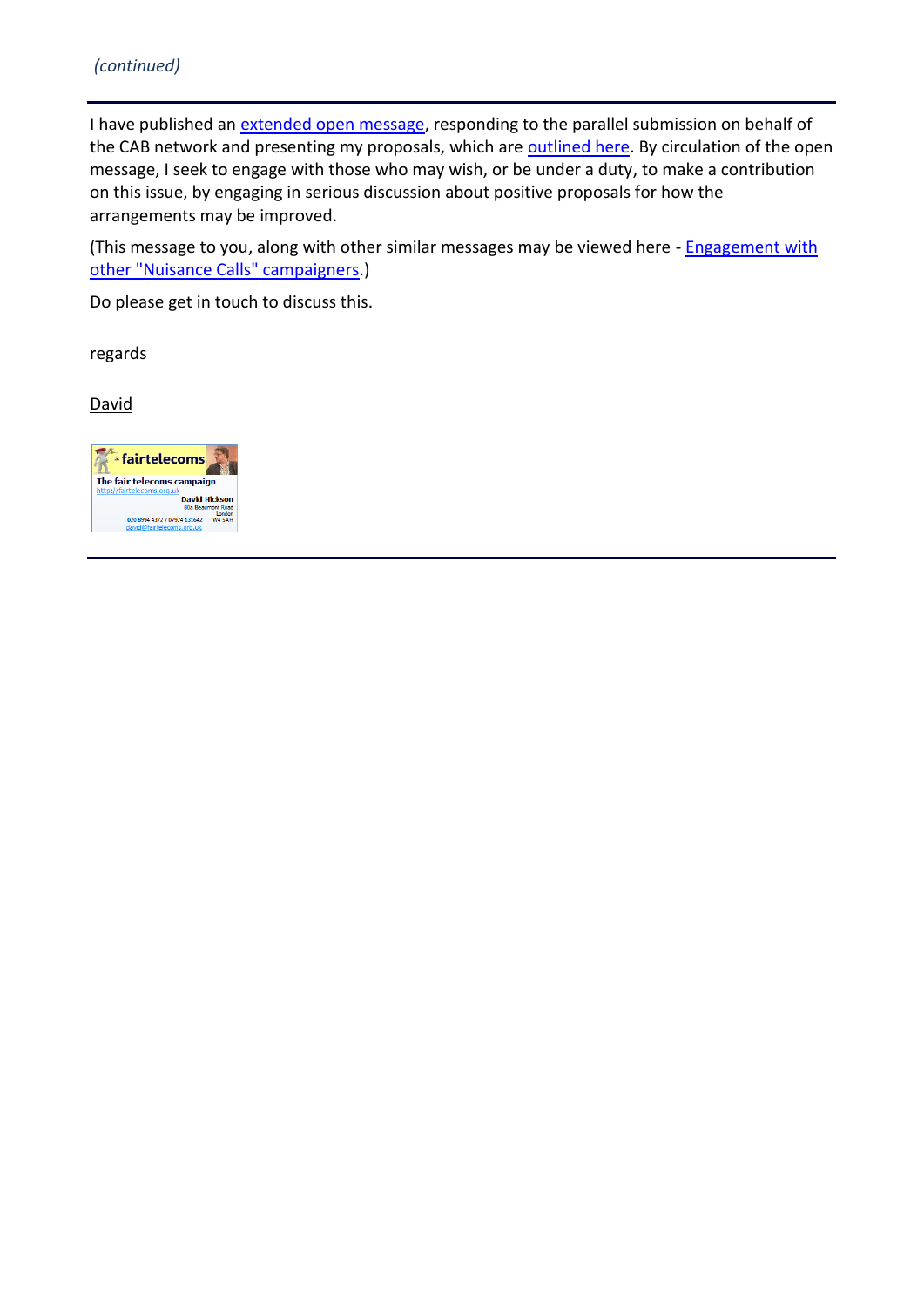*(continued)*

---

I have published an extended open message, responding to the parallel submission on behalf of the CAB network and presenting my proposals, which are outlined here. By circulation of the open message, I seek to engage with those who may wish, or be under a duty, to make a contribution on this issue, by engaging in serious discussion about positive proposals for how the arrangements may be improved.

(This message to you, along with other similar messages may be viewed here - Engagement with other "Nuisance Calls" campaigners.)

Do please get in touch to discuss this.

regards

David

fairtelecoms

The fair telecoms campaign
https://fairtelecoms.org.uk

David Hickson
80a Beaumont Road
London
W4 5AH

020 8994 4372 / 07974 131642
david@fairtelecoms.org.uk

---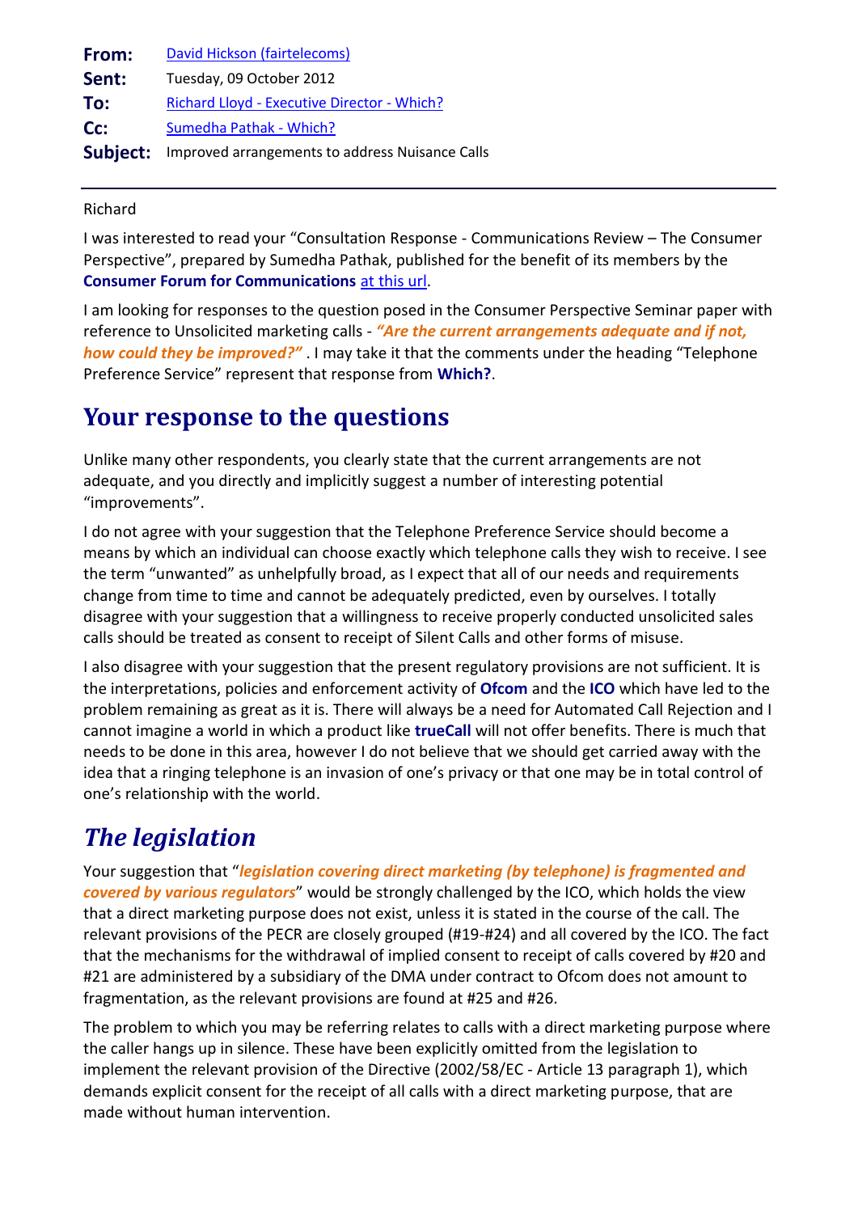| | |
|---|---|
| **From:** | David Hickson (fairtelecoms) |
| **Sent:** | Tuesday, 09 October 2012 |
| **To:** | Richard Lloyd - Executive Director - Which? |
| **Cc:** | Sumedha Pathak - Which? |
| **Subject:** | Improved arrangements to address Nuisance Calls |

Richard

I was interested to read your "Consultation Response - Communications Review – The Consumer Perspective", prepared by Sumedha Pathak, published for the benefit of its members by the **Consumer Forum for Communications** at this url.

I am looking for responses to the question posed in the Consumer Perspective Seminar paper with reference to Unsolicited marketing calls - ***"Are the current arrangements adequate and if not, how could they be improved?"*** . I may take it that the comments under the heading "Telephone Preference Service" represent that response from **Which?**.

## Your response to the questions

Unlike many other respondents, you clearly state that the current arrangements are not adequate, and you directly and implicitly suggest a number of interesting potential "improvements".

I do not agree with your suggestion that the Telephone Preference Service should become a means by which an individual can choose exactly which telephone calls they wish to receive. I see the term "unwanted" as unhelpfully broad, as I expect that all of our needs and requirements change from time to time and cannot be adequately predicted, even by ourselves. I totally disagree with your suggestion that a willingness to receive properly conducted unsolicited sales calls should be treated as consent to receipt of Silent Calls and other forms of misuse.

I also disagree with your suggestion that the present regulatory provisions are not sufficient. It is the interpretations, policies and enforcement activity of **Ofcom** and the **ICO** which have led to the problem remaining as great as it is. There will always be a need for Automated Call Rejection and I cannot imagine a world in which a product like **trueCall** will not offer benefits. There is much that needs to be done in this area, however I do not believe that we should get carried away with the idea that a ringing telephone is an invasion of one's privacy or that one may be in total control of one's relationship with the world.

## *The legislation*

Your suggestion that "***legislation covering direct marketing (by telephone) is fragmented and covered by various regulators***" would be strongly challenged by the ICO, which holds the view that a direct marketing purpose does not exist, unless it is stated in the course of the call. The relevant provisions of the PECR are closely grouped (#19-#24) and all covered by the ICO. The fact that the mechanisms for the withdrawal of implied consent to receipt of calls covered by #20 and #21 are administered by a subsidiary of the DMA under contract to Ofcom does not amount to fragmentation, as the relevant provisions are found at #25 and #26.

The problem to which you may be referring relates to calls with a direct marketing purpose where the caller hangs up in silence. These have been explicitly omitted from the legislation to implement the relevant provision of the Directive (2002/58/EC - Article 13 paragraph 1), which demands explicit consent for the receipt of all calls with a direct marketing purpose, that are made without human intervention.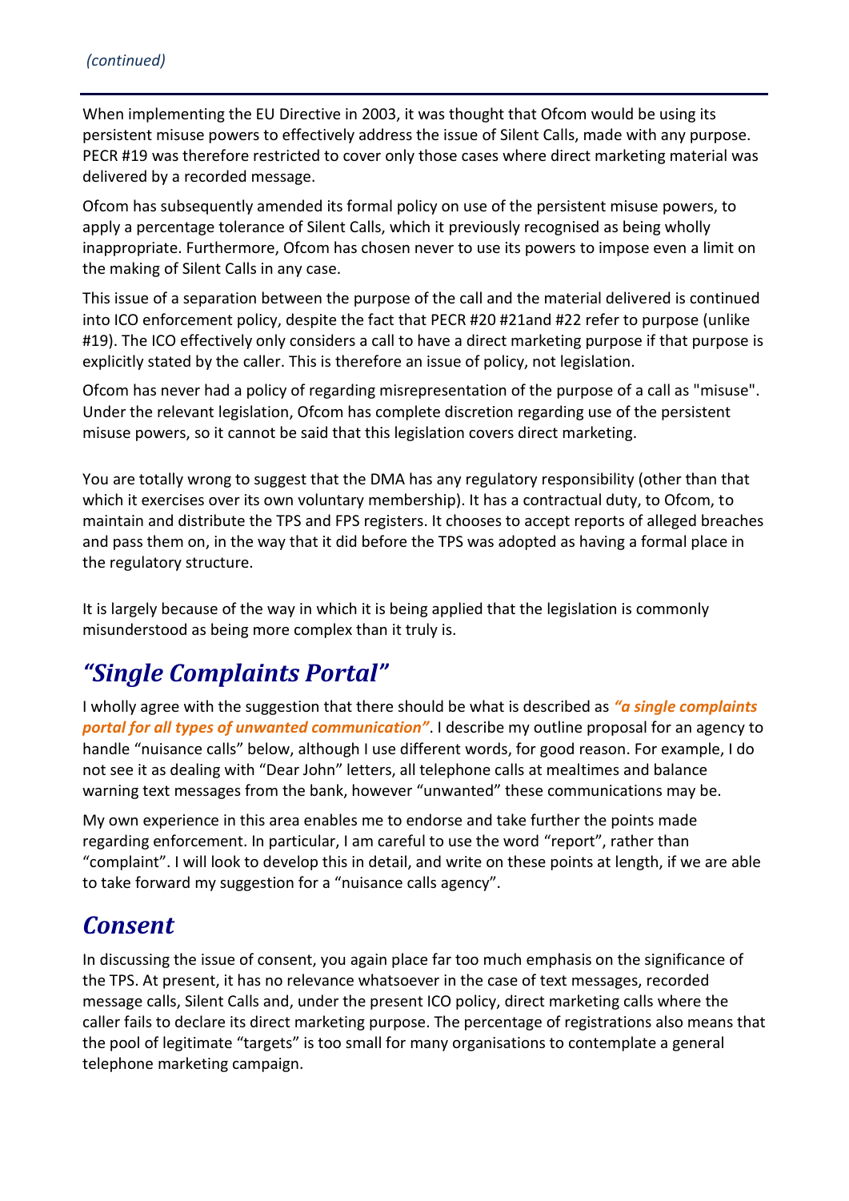*(continued)*

When implementing the EU Directive in 2003, it was thought that Ofcom would be using its persistent misuse powers to effectively address the issue of Silent Calls, made with any purpose. PECR #19 was therefore restricted to cover only those cases where direct marketing material was delivered by a recorded message.

Ofcom has subsequently amended its formal policy on use of the persistent misuse powers, to apply a percentage tolerance of Silent Calls, which it previously recognised as being wholly inappropriate. Furthermore, Ofcom has chosen never to use its powers to impose even a limit on the making of Silent Calls in any case.

This issue of a separation between the purpose of the call and the material delivered is continued into ICO enforcement policy, despite the fact that PECR #20 #21and #22 refer to purpose (unlike #19). The ICO effectively only considers a call to have a direct marketing purpose if that purpose is explicitly stated by the caller. This is therefore an issue of policy, not legislation.

Ofcom has never had a policy of regarding misrepresentation of the purpose of a call as "misuse". Under the relevant legislation, Ofcom has complete discretion regarding use of the persistent misuse powers, so it cannot be said that this legislation covers direct marketing.

You are totally wrong to suggest that the DMA has any regulatory responsibility (other than that which it exercises over its own voluntary membership). It has a contractual duty, to Ofcom, to maintain and distribute the TPS and FPS registers. It chooses to accept reports of alleged breaches and pass them on, in the way that it did before the TPS was adopted as having a formal place in the regulatory structure.

It is largely because of the way in which it is being applied that the legislation is commonly misunderstood as being more complex than it truly is.

## *"Single Complaints Portal"*

I wholly agree with the suggestion that there should be what is described as ***"a single complaints portal for all types of unwanted communication"***. I describe my outline proposal for an agency to handle "nuisance calls" below, although I use different words, for good reason. For example, I do not see it as dealing with "Dear John" letters, all telephone calls at mealtimes and balance warning text messages from the bank, however "unwanted" these communications may be.

My own experience in this area enables me to endorse and take further the points made regarding enforcement. In particular, I am careful to use the word "report", rather than "complaint". I will look to develop this in detail, and write on these points at length, if we are able to take forward my suggestion for a "nuisance calls agency".

## *Consent*

In discussing the issue of consent, you again place far too much emphasis on the significance of the TPS. At present, it has no relevance whatsoever in the case of text messages, recorded message calls, Silent Calls and, under the present ICO policy, direct marketing calls where the caller fails to declare its direct marketing purpose. The percentage of registrations also means that the pool of legitimate "targets" is too small for many organisations to contemplate a general telephone marketing campaign.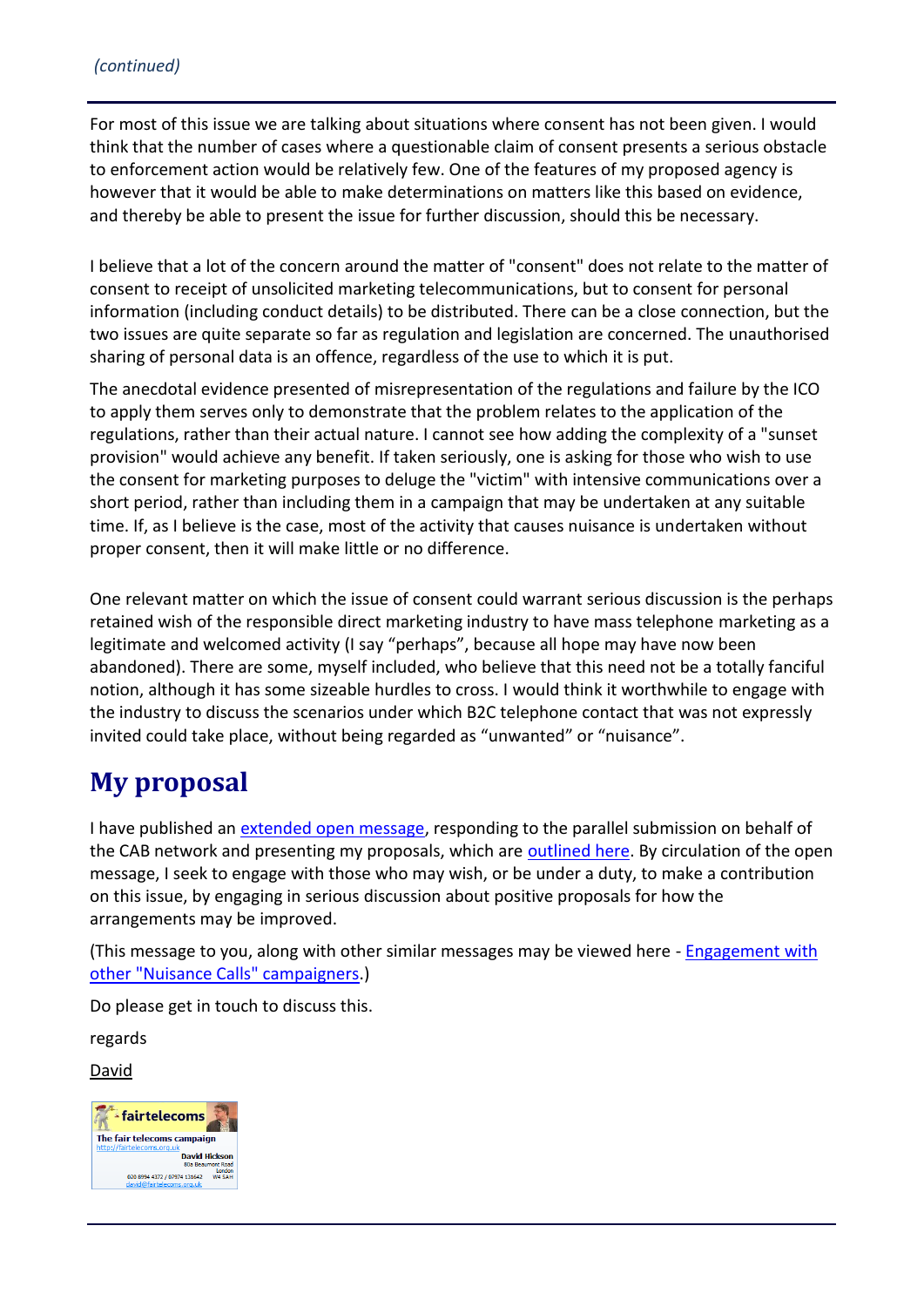*(continued)*

For most of this issue we are talking about situations where consent has not been given. I would think that the number of cases where a questionable claim of consent presents a serious obstacle to enforcement action would be relatively few. One of the features of my proposed agency is however that it would be able to make determinations on matters like this based on evidence, and thereby be able to present the issue for further discussion, should this be necessary.

I believe that a lot of the concern around the matter of "consent" does not relate to the matter of consent to receipt of unsolicited marketing telecommunications, but to consent for personal information (including conduct details) to be distributed. There can be a close connection, but the two issues are quite separate so far as regulation and legislation are concerned. The unauthorised sharing of personal data is an offence, regardless of the use to which it is put.

The anecdotal evidence presented of misrepresentation of the regulations and failure by the ICO to apply them serves only to demonstrate that the problem relates to the application of the regulations, rather than their actual nature. I cannot see how adding the complexity of a "sunset provision" would achieve any benefit. If taken seriously, one is asking for those who wish to use the consent for marketing purposes to deluge the "victim" with intensive communications over a short period, rather than including them in a campaign that may be undertaken at any suitable time. If, as I believe is the case, most of the activity that causes nuisance is undertaken without proper consent, then it will make little or no difference.

One relevant matter on which the issue of consent could warrant serious discussion is the perhaps retained wish of the responsible direct marketing industry to have mass telephone marketing as a legitimate and welcomed activity (I say "perhaps", because all hope may have now been abandoned). There are some, myself included, who believe that this need not be a totally fanciful notion, although it has some sizeable hurdles to cross. I would think it worthwhile to engage with the industry to discuss the scenarios under which B2C telephone contact that was not expressly invited could take place, without being regarded as "unwanted" or "nuisance".

## My proposal

I have published an extended open message, responding to the parallel submission on behalf of the CAB network and presenting my proposals, which are outlined here. By circulation of the open message, I seek to engage with those who may wish, or be under a duty, to make a contribution on this issue, by engaging in serious discussion about positive proposals for how the arrangements may be improved.

(This message to you, along with other similar messages may be viewed here - Engagement with other "Nuisance Calls" campaigners.)

Do please get in touch to discuss this.

regards

David

fairtelecoms
The fair telecoms campaign
https://fairtelecoms.org.uk
David Hickson
80a Beaumont Road
London
W4 5AH
020 8994 4372 / 07974 131642
david@fairtelecoms.org.uk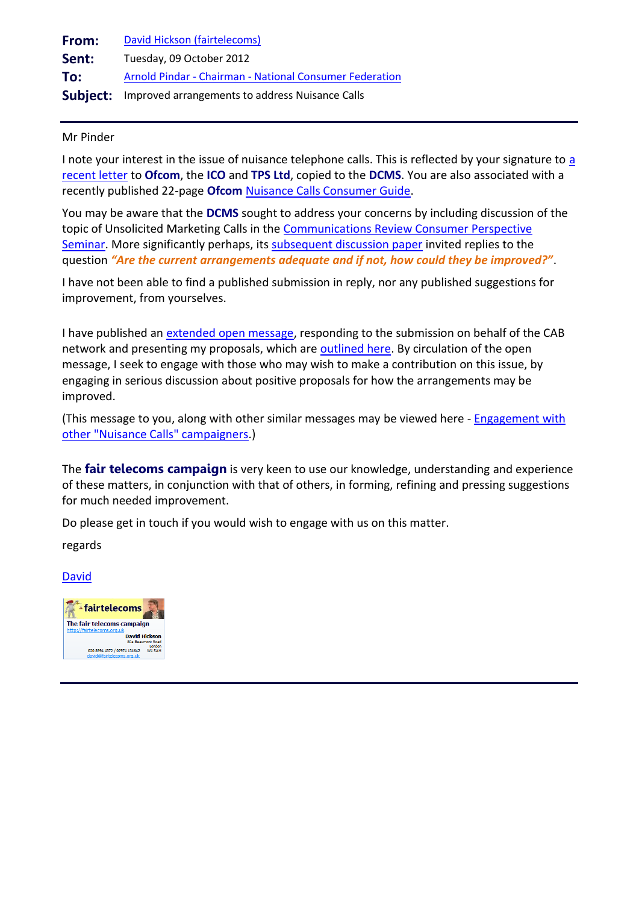**From:** David Hickson (fairtelecoms)

**Sent:** Tuesday, 09 October 2012

**To:** Arnold Pindar - Chairman - National Consumer Federation

**Subject:** Improved arrangements to address Nuisance Calls

---

Mr Pinder

I note your interest in the issue of nuisance telephone calls. This is reflected by your signature to a recent letter to **Ofcom**, the **ICO** and **TPS Ltd**, copied to the **DCMS**. You are also associated with a recently published 22-page **Ofcom** Nuisance Calls Consumer Guide.

You may be aware that the **DCMS** sought to address your concerns by including discussion of the topic of Unsolicited Marketing Calls in the Communications Review Consumer Perspective Seminar. More significantly perhaps, its subsequent discussion paper invited replies to the question ***"Are the current arrangements adequate and if not, how could they be improved?"***.

I have not been able to find a published submission in reply, nor any published suggestions for improvement, from yourselves.

I have published an extended open message, responding to the submission on behalf of the CAB network and presenting my proposals, which are outlined here. By circulation of the open message, I seek to engage with those who may wish to make a contribution on this issue, by engaging in serious discussion about positive proposals for how the arrangements may be improved.

(This message to you, along with other similar messages may be viewed here - Engagement with other "Nuisance Calls" campaigners.)

The **fair telecoms campaign** is very keen to use our knowledge, understanding and experience of these matters, in conjunction with that of others, in forming, refining and pressing suggestions for much needed improvement.

Do please get in touch if you would wish to engage with us on this matter.

regards

David

fairtelecoms
The fair telecoms campaign
http://fairtelecoms.org.uk
David Hickson
8 Beaumont Road
London
020 8994 4372 / 07974 131642 W4 5AH
david@fairtelecoms.org.uk

---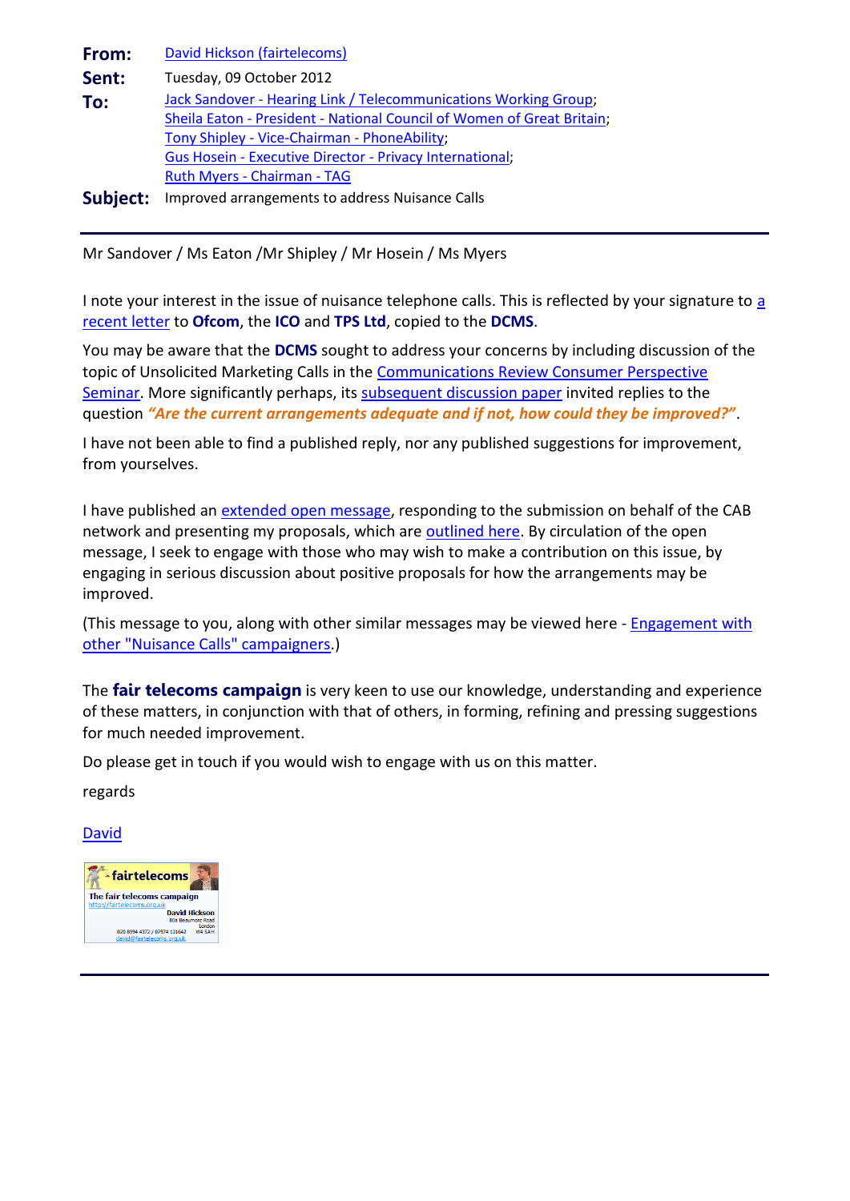**From:** David Hickson (fairtelecoms)

**Sent:** Tuesday, 09 October 2012

**To:** Jack Sandover - Hearing Link / Telecommunications Working Group; Sheila Eaton - President - National Council of Women of Great Britain; Tony Shipley - Vice-Chairman - PhoneAbility; Gus Hosein - Executive Director - Privacy International; Ruth Myers - Chairman - TAG

**Subject:** Improved arrangements to address Nuisance Calls

---

Mr Sandover / Ms Eaton /Mr Shipley / Mr Hosein / Ms Myers

I note your interest in the issue of nuisance telephone calls. This is reflected by your signature to a recent letter to **Ofcom**, the **ICO** and **TPS Ltd**, copied to the **DCMS**.

You may be aware that the **DCMS** sought to address your concerns by including discussion of the topic of Unsolicited Marketing Calls in the Communications Review Consumer Perspective Seminar. More significantly perhaps, its subsequent discussion paper invited replies to the question ***"Are the current arrangements adequate and if not, how could they be improved?"***.

I have not been able to find a published reply, nor any published suggestions for improvement, from yourselves.

I have published an extended open message, responding to the submission on behalf of the CAB network and presenting my proposals, which are outlined here. By circulation of the open message, I seek to engage with those who may wish to make a contribution on this issue, by engaging in serious discussion about positive proposals for how the arrangements may be improved.

(This message to you, along with other similar messages may be viewed here - Engagement with other "Nuisance Calls" campaigners.)

The **fair telecoms campaign** is very keen to use our knowledge, understanding and experience of these matters, in conjunction with that of others, in forming, refining and pressing suggestions for much needed improvement.

Do please get in touch if you would wish to engage with us on this matter.

regards

David

fairtelecoms
The fair telecoms campaign
https://fairtelecoms.org.uk
David Hickson
80a Beaumont Road
London
020 8994 4372 / 07974 131642 W4 5AH
david@fairtelecoms.org.uk

---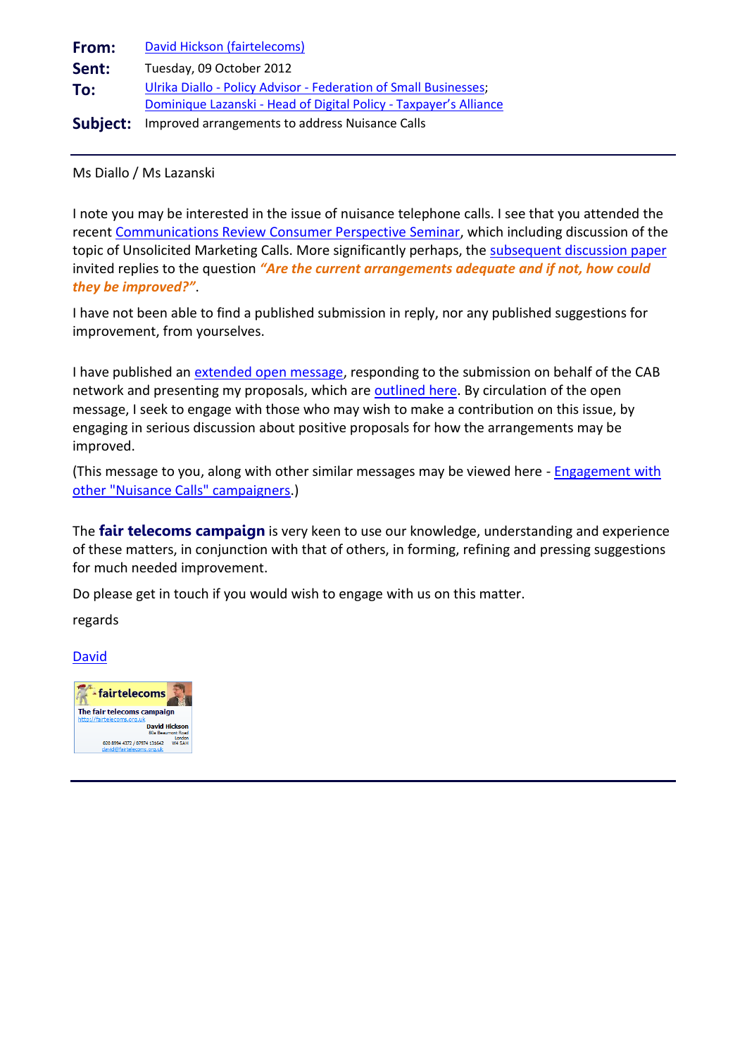**From:** David Hickson (fairtelecoms)
**Sent:** Tuesday, 09 October 2012
**To:** Ulrika Diallo - Policy Advisor - Federation of Small Businesses; Dominique Lazanski - Head of Digital Policy - Taxpayer's Alliance
**Subject:** Improved arrangements to address Nuisance Calls

---

Ms Diallo / Ms Lazanski

I note you may be interested in the issue of nuisance telephone calls. I see that you attended the recent Communications Review Consumer Perspective Seminar, which including discussion of the topic of Unsolicited Marketing Calls. More significantly perhaps, the subsequent discussion paper invited replies to the question ***"Are the current arrangements adequate and if not, how could they be improved?"***.

I have not been able to find a published submission in reply, nor any published suggestions for improvement, from yourselves.

I have published an extended open message, responding to the submission on behalf of the CAB network and presenting my proposals, which are outlined here. By circulation of the open message, I seek to engage with those who may wish to make a contribution on this issue, by engaging in serious discussion about positive proposals for how the arrangements may be improved.

(This message to you, along with other similar messages may be viewed here - Engagement with other "Nuisance Calls" campaigners.)

The **fair telecoms campaign** is very keen to use our knowledge, understanding and experience of these matters, in conjunction with that of others, in forming, refining and pressing suggestions for much needed improvement.

Do please get in touch if you would wish to engage with us on this matter.

regards

David

fairtelecoms
The fair telecoms campaign
https://fairtelecoms.org.uk
David Hickson
80a Beaumont Road
London
020 8994 4372 / 07974 131642 W4 5AH
david@fairtelecoms.org.uk